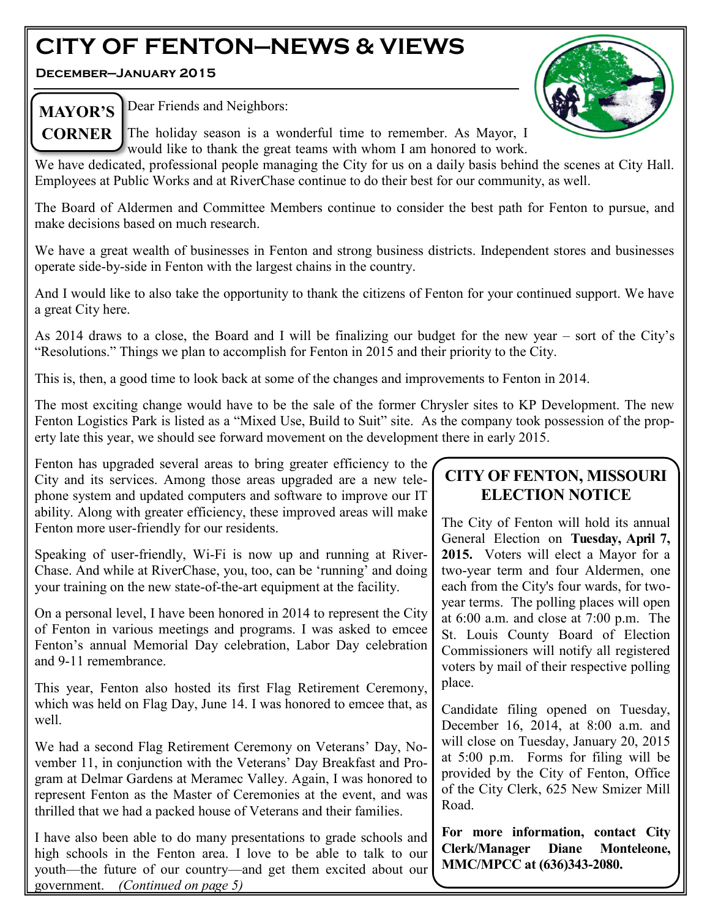# CITY OF FENTON—NEWS & VIEWS

**December—January 2015**

## MAYOR'S CORNER

Dear Friends and Neighbors:

The holiday season is a wonderful time to remember. As Mayor, I would like to thank the great teams with whom I am honored to work. We have dedicated, professional people managing the City for us on a daily basis behind the scenes at City Hall. Employees at Public Works and at RiverChase continue to do their best for our community, as well.

The Board of Aldermen and Committee Members continue to consider the best path for Fenton to pursue, and make decisions based on much research.

We have a great wealth of businesses in Fenton and strong business districts. Independent stores and businesses operate side-by-side in Fenton with the largest chains in the country.

And I would like to also take the opportunity to thank the citizens of Fenton for your continued support. We have a great City here.

As 2014 draws to a close, the Board and I will be finalizing our budget for the new year – sort of the City's "Resolutions." Things we plan to accomplish for Fenton in 2015 and their priority to the City.

This is, then, a good time to look back at some of the changes and improvements to Fenton in 2014.

The most exciting change would have to be the sale of the former Chrysler sites to KP Development. The new Fenton Logistics Park is listed as a "Mixed Use, Build to Suit" site. As the company took possession of the property late this year, we should see forward movement on the development there in early 2015.

Fenton has upgraded several areas to bring greater efficiency to the City and its services. Among those areas upgraded are a new telephone system and updated computers and software to improve our IT ability. Along with greater efficiency, these improved areas will make Fenton more user-friendly for our residents.

Speaking of user-friendly, Wi-Fi is now up and running at RiverChase. And while at RiverChase, you, too, can be 'running' and doing your training on the new state-of-the-art equipment at the facility.

On a personal level, I have been honored in 2014 to represent the City of Fenton in various meetings and programs. I was asked to emcee Fenton's annual Memorial Day celebration, Labor Day celebration and 9-11 remembrance.

This year, Fenton also hosted its first Flag Retirement Ceremony, which was held on Flag Day, June 14. I was honored to emcee that, as well.

We had a second Flag Retirement Ceremony on Veterans' Day, November 11, in conjunction with the Veterans' Day Breakfast and Program at Delmar Gardens at Meramec Valley. Again, I was honored to represent Fenton as the Master of Ceremonies at the event, and was thrilled that we had a packed house of Veterans and their families.

I have also been able to do many presentations to grade schools and high schools in the Fenton area. I love to be able to talk to our youth—the future of our country—and get them excited about our government. *(Continued on page 5)*

## CITY OF FENTON, MISSOURI ELECTION NOTICE

The City of Fenton will hold its annual General Election on **Tuesday, April 7, 2015.** Voters will elect a Mayor for a two-year term and four Aldermen, one each from the City's four wards, for two-year terms. The polling places will open at 6:00 a.m. and close at 7:00 p.m. The St. Louis County Board of Election Commissioners will notify all registered voters by mail of their respective polling place.

Candidate filing opened on Tuesday, December 16, 2014, at 8:00 a.m. and will close on Tuesday, January 20, 2015 at 5:00 p.m. Forms for filing will be provided by the City of Fenton, Office of the City Clerk, 625 New Smizer Mill Road.

**For more information, contact City Clerk/Manager Diane Monteleone, MMC/MPCC at (636)343-2080.**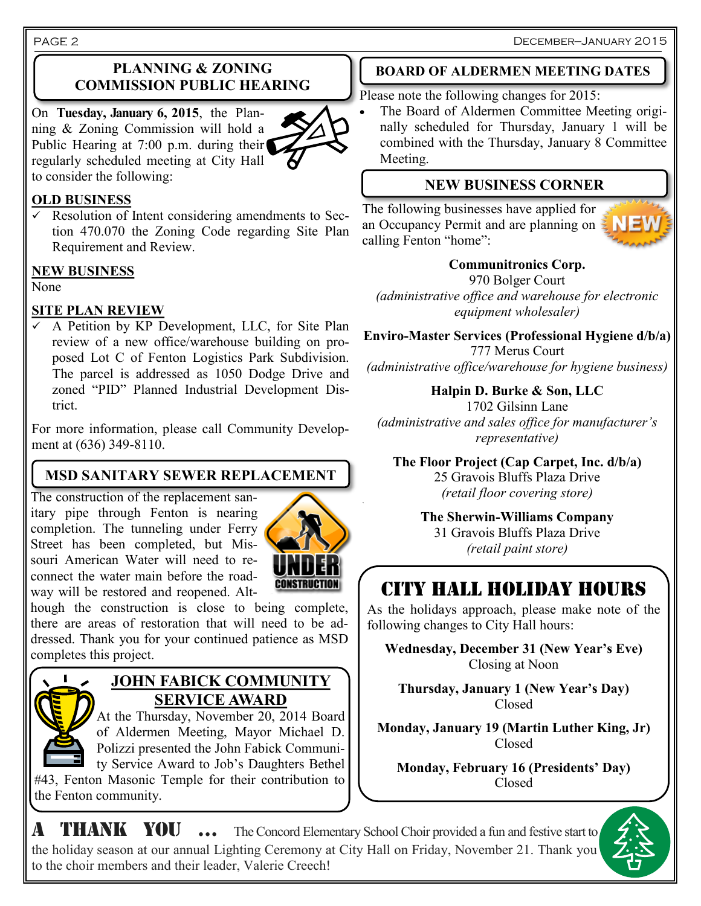## PLANNING & ZONING COMMISSION PUBLIC HEARING

On **Tuesday, January 6, 2015**, the Planning & Zoning Commission will hold a Public Hearing at 7:00 p.m. during their regularly scheduled meeting at City Hall to consider the following:

**OLD BUSINESS**

- ✓ Resolution of Intent considering amendments to Section 470.070 the Zoning Code regarding Site Plan Requirement and Review.

**NEW BUSINESS**

None

**SITE PLAN REVIEW**

- ✓ A Petition by KP Development, LLC, for Site Plan review of a new office/warehouse building on proposed Lot C of Fenton Logistics Park Subdivision. The parcel is addressed as 1050 Dodge Drive and zoned "PID" Planned Industrial Development District.

For more information, please call Community Development at (636) 349-8110.

## MSD SANITARY SEWER REPLACEMENT

The construction of the replacement sanitary pipe through Fenton is nearing completion. The tunneling under Ferry Street has been completed, but Missouri American Water will need to reconnect the water main before the roadway will be restored and reopened. Although the construction is close to being complete, there are areas of restoration that will need to be addressed. Thank you for your continued patience as MSD completes this project.

## JOHN FABICK COMMUNITY SERVICE AWARD

At the Thursday, November 20, 2014 Board of Aldermen Meeting, Mayor Michael D. Polizzi presented the John Fabick Community Service Award to Job's Daughters Bethel #43, Fenton Masonic Temple for their contribution to the Fenton community.

## BOARD OF ALDERMEN MEETING DATES

Please note the following changes for 2015:

- The Board of Aldermen Committee Meeting originally scheduled for Thursday, January 1 will be combined with the Thursday, January 8 Committee Meeting.

## NEW BUSINESS CORNER

The following businesses have applied for an Occupancy Permit and are planning on calling Fenton "home":

**Communitronics Corp.**
970 Bolger Court
*(administrative office and warehouse for electronic equipment wholesaler)*

**Enviro-Master Services (Professional Hygiene d/b/a)**
777 Merus Court
*(administrative office/warehouse for hygiene business)*

**Halpin D. Burke & Son, LLC**
1702 Gilsinn Lane
*(administrative and sales office for manufacturer's representative)*

**The Floor Project (Cap Carpet, Inc. d/b/a)**
25 Gravois Bluffs Plaza Drive
*(retail floor covering store)*

**The Sherwin-Williams Company**
31 Gravois Bluffs Plaza Drive
*(retail paint store)*

## CITY HALL HOLIDAY HOURS

As the holidays approach, please make note of the following changes to City Hall hours:

**Wednesday, December 31 (New Year's Eve)**
Closing at Noon

**Thursday, January 1 (New Year's Day)**
Closed

**Monday, January 19 (Martin Luther King, Jr)**
Closed

**Monday, February 16 (Presidents' Day)**
Closed

## A THANK YOU ...

The Concord Elementary School Choir provided a fun and festive start to the holiday season at our annual Lighting Ceremony at City Hall on Friday, November 21. Thank you to the choir members and their leader, Valerie Creech!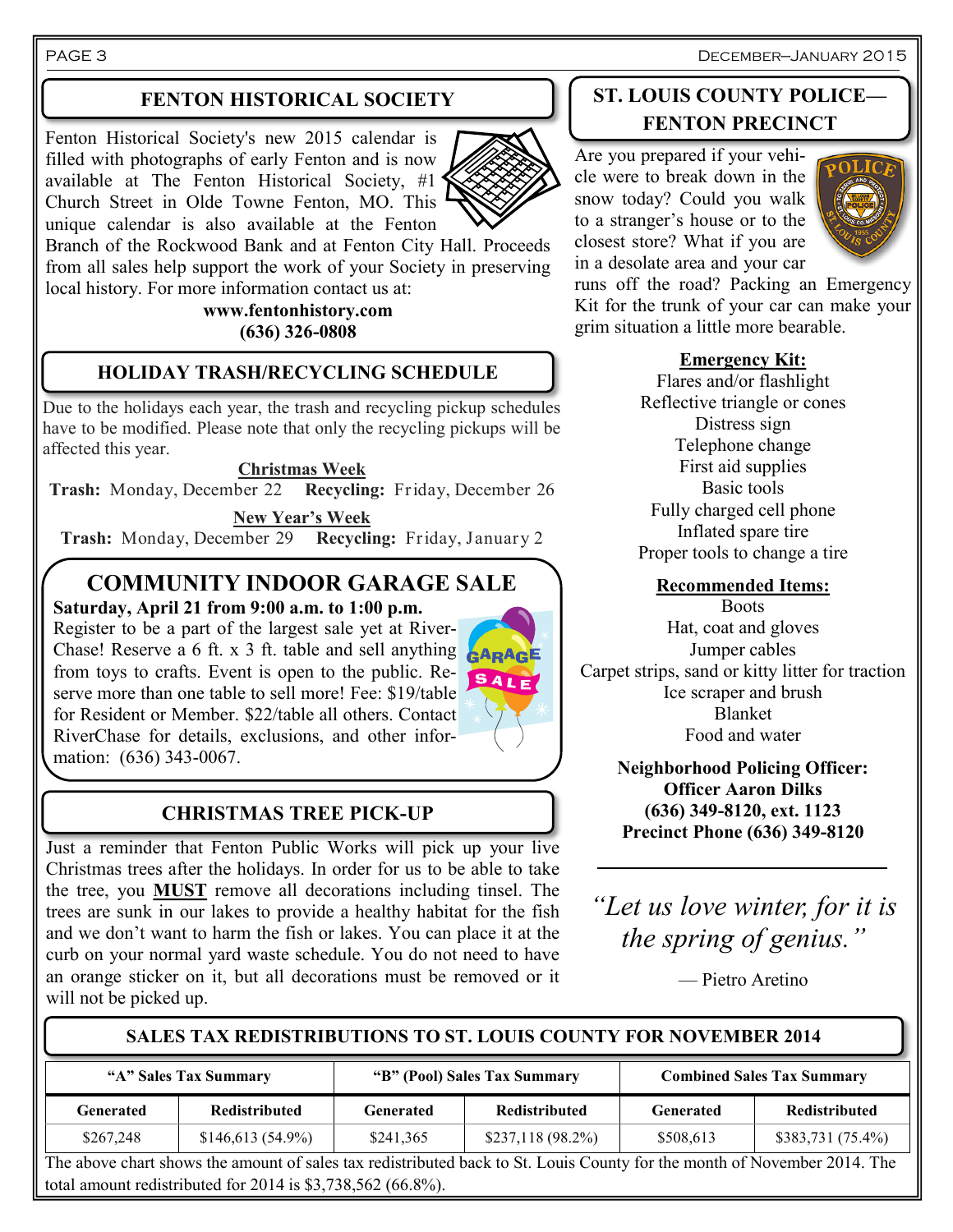## FENTON HISTORICAL SOCIETY

Fenton Historical Society's new 2015 calendar is filled with photographs of early Fenton and is now available at The Fenton Historical Society, #1 Church Street in Olde Towne Fenton, MO. This unique calendar is also available at the Fenton Branch of the Rockwood Bank and at Fenton City Hall. Proceeds from all sales help support the work of your Society in preserving local history. For more information contact us at:

**www.fentonhistory.com**
**(636) 326-0808**

## HOLIDAY TRASH/RECYCLING SCHEDULE

Due to the holidays each year, the trash and recycling pickup schedules have to be modified. Please note that only the recycling pickups will be affected this year.

**Christmas Week**
**Trash:** Monday, December 22 **Recycling:** Friday, December 26

**New Year's Week**
**Trash:** Monday, December 29 **Recycling:** Friday, January 2

## COMMUNITY INDOOR GARAGE SALE

**Saturday, April 21 from 9:00 a.m. to 1:00 p.m.**

Register to be a part of the largest sale yet at RiverChase! Reserve a 6 ft. x 3 ft. table and sell anything from toys to crafts. Event is open to the public. Reserve more than one table to sell more! Fee: $19/table for Resident or Member. $22/table all others. Contact RiverChase for details, exclusions, and other information: (636) 343-0067.

## CHRISTMAS TREE PICK-UP

Just a reminder that Fenton Public Works will pick up your live Christmas trees after the holidays. In order for us to be able to take the tree, you **MUST** remove all decorations including tinsel. The trees are sunk in our lakes to provide a healthy habitat for the fish and we don't want to harm the fish or lakes. You can place it at the curb on your normal yard waste schedule. You do not need to have an orange sticker on it, but all decorations must be removed or it will not be picked up.

## ST. LOUIS COUNTY POLICE— FENTON PRECINCT

Are you prepared if your vehicle were to break down in the snow today? Could you walk to a stranger's house or to the closest store? What if you are in a desolate area and your car runs off the road? Packing an Emergency Kit for the trunk of your car can make your grim situation a little more bearable.

**Emergency Kit:**

Flares and/or flashlight
Reflective triangle or cones
Distress sign
Telephone change
First aid supplies
Basic tools
Fully charged cell phone
Inflated spare tire
Proper tools to change a tire

**Recommended Items:**

Boots
Hat, coat and gloves
Jumper cables
Carpet strips, sand or kitty litter for traction
Ice scraper and brush
Blanket
Food and water

**Neighborhood Policing Officer:**
**Officer Aaron Dilks**
**(636) 349-8120, ext. 1123**
**Precinct Phone (636) 349-8120**

*"Let us love winter, for it is the spring of genius."*

— Pietro Aretino

## SALES TAX REDISTRIBUTIONS TO ST. LOUIS COUNTY FOR NOVEMBER 2014

| "A" Sales Tax Summary | | "B" (Pool) Sales Tax Summary | | Combined Sales Tax Summary | |
|---|---|---|---|---|---|
| Generated | Redistributed | Generated | Redistributed | Generated | Redistributed |
| $267,248 | $146,613 (54.9%) | $241,365 | $237,118 (98.2%) | $508,613 | $383,731 (75.4%) |

The above chart shows the amount of sales tax redistributed back to St. Louis County for the month of November 2014. The total amount redistributed for 2014 is $3,738,562 (66.8%).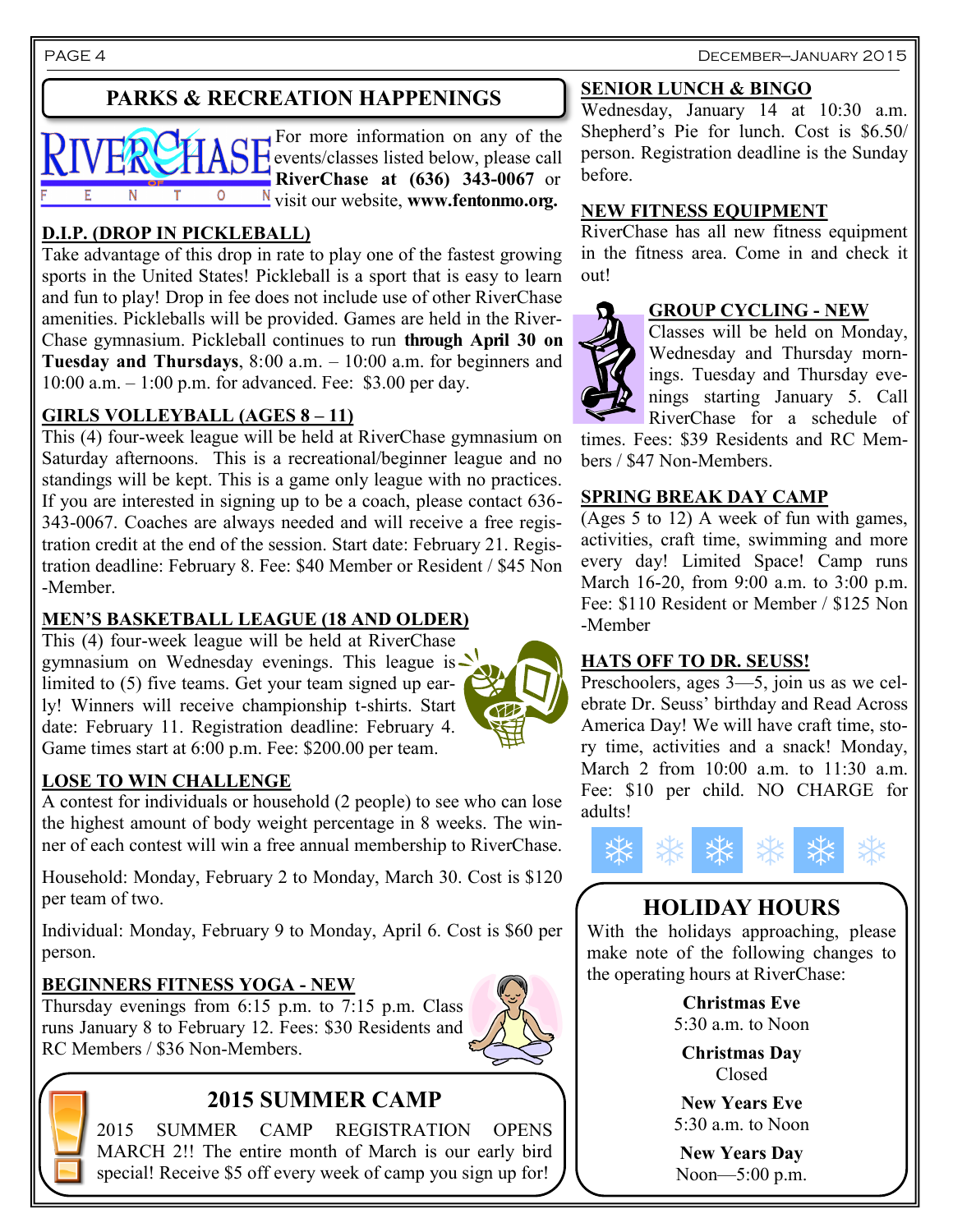## PARKS & RECREATION HAPPENINGS

For more information on any of the events/classes listed below, please call **RiverChase at (636) 343-0067** or visit our website, **www.fentonmo.org.**

### D.I.P. (DROP IN PICKLEBALL)

Take advantage of this drop in rate to play one of the fastest growing sports in the United States! Pickleball is a sport that is easy to learn and fun to play! Drop in fee does not include use of other RiverChase amenities. Pickleballs will be provided. Games are held in the RiverChase gymnasium. Pickleball continues to run **through April 30 on Tuesday and Thursdays**, 8:00 a.m. – 10:00 a.m. for beginners and 10:00 a.m. – 1:00 p.m. for advanced. Fee: $3.00 per day.

### GIRLS VOLLEYBALL (AGES 8 – 11)

This (4) four-week league will be held at RiverChase gymnasium on Saturday afternoons. This is a recreational/beginner league and no standings will be kept. This is a game only league with no practices. If you are interested in signing up to be a coach, please contact 636-343-0067. Coaches are always needed and will receive a free registration credit at the end of the session. Start date: February 21. Registration deadline: February 8. Fee: $40 Member or Resident / $45 Non-Member.

### MEN'S BASKETBALL LEAGUE (18 AND OLDER)

This (4) four-week league will be held at RiverChase gymnasium on Wednesday evenings. This league is limited to (5) five teams. Get your team signed up early! Winners will receive championship t-shirts. Start date: February 11. Registration deadline: February 4. Game times start at 6:00 p.m. Fee: $200.00 per team.

### LOSE TO WIN CHALLENGE

A contest for individuals or household (2 people) to see who can lose the highest amount of body weight percentage in 8 weeks. The winner of each contest will win a free annual membership to RiverChase.

Household: Monday, February 2 to Monday, March 30. Cost is $120 per team of two.

Individual: Monday, February 9 to Monday, April 6. Cost is $60 per person.

### BEGINNERS FITNESS YOGA - NEW

Thursday evenings from 6:15 p.m. to 7:15 p.m. Class runs January 8 to February 12. Fees: $30 Residents and RC Members / $36 Non-Members.

## 2015 SUMMER CAMP

2015 SUMMER CAMP REGISTRATION OPENS MARCH 2!! The entire month of March is our early bird special! Receive $5 off every week of camp you sign up for!

### SENIOR LUNCH & BINGO

Wednesday, January 14 at 10:30 a.m. Shepherd's Pie for lunch. Cost is $6.50/person. Registration deadline is the Sunday before.

### NEW FITNESS EQUIPMENT

RiverChase has all new fitness equipment in the fitness area. Come in and check it out!

### GROUP CYCLING - NEW

Classes will be held on Monday, Wednesday and Thursday mornings. Tuesday and Thursday evenings starting January 5. Call RiverChase for a schedule of times. Fees: $39 Residents and RC Members / $47 Non-Members.

### SPRING BREAK DAY CAMP

(Ages 5 to 12) A week of fun with games, activities, craft time, swimming and more every day! Limited Space! Camp runs March 16-20, from 9:00 a.m. to 3:00 p.m. Fee: $110 Resident or Member / $125 Non-Member

### HATS OFF TO DR. SEUSS!

Preschoolers, ages 3—5, join us as we celebrate Dr. Seuss' birthday and Read Across America Day! We will have craft time, story time, activities and a snack! Monday, March 2 from 10:00 a.m. to 11:30 a.m. Fee: $10 per child. NO CHARGE for adults!

## HOLIDAY HOURS

With the holidays approaching, please make note of the following changes to the operating hours at RiverChase:

**Christmas Eve**
5:30 a.m. to Noon

**Christmas Day**
Closed

**New Years Eve**
5:30 a.m. to Noon

**New Years Day**
Noon—5:00 p.m.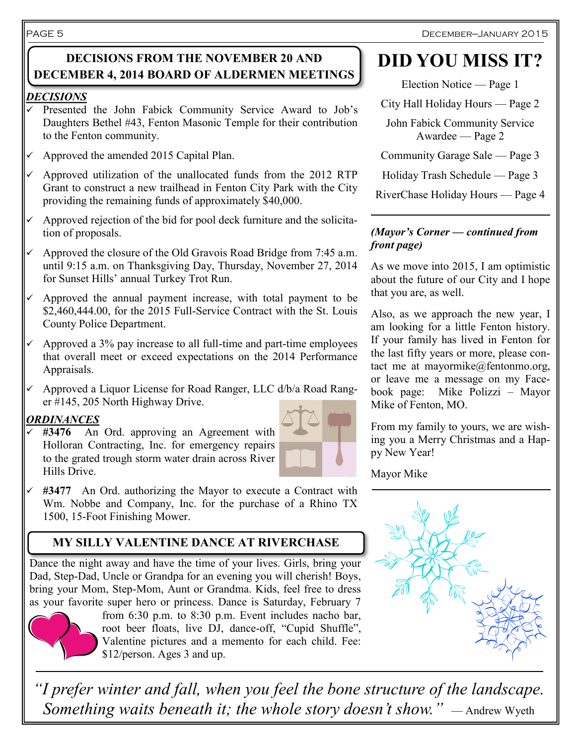## DECISIONS FROM THE NOVEMBER 20 AND DECEMBER 4, 2014 BOARD OF ALDERMEN MEETINGS

***DECISIONS***

- ✓ Presented the John Fabick Community Service Award to Job's Daughters Bethel #43, Fenton Masonic Temple for their contribution to the Fenton community.
- ✓ Approved the amended 2015 Capital Plan.
- ✓ Approved utilization of the unallocated funds from the 2012 RTP Grant to construct a new trailhead in Fenton City Park with the City providing the remaining funds of approximately $40,000.
- ✓ Approved rejection of the bid for pool deck furniture and the solicitation of proposals.
- ✓ Approved the closure of the Old Gravois Road Bridge from 7:45 a.m. until 9:15 a.m. on Thanksgiving Day, Thursday, November 27, 2014 for Sunset Hills' annual Turkey Trot Run.
- ✓ Approved the annual payment increase, with total payment to be $2,460,444.00, for the 2015 Full-Service Contract with the St. Louis County Police Department.
- ✓ Approved a 3% pay increase to all full-time and part-time employees that overall meet or exceed expectations on the 2014 Performance Appraisals.
- ✓ Approved a Liquor License for Road Ranger, LLC d/b/a Road Ranger #145, 205 North Highway Drive.

***ORDINANCES***

- ✓ **#3476** An Ord. approving an Agreement with Holloran Contracting, Inc. for emergency repairs to the grated trough storm water drain across River Hills Drive.
- ✓ **#3477** An Ord. authorizing the Mayor to execute a Contract with Wm. Nobbe and Company, Inc. for the purchase of a Rhino TX 1500, 15-Foot Finishing Mower.

## MY SILLY VALENTINE DANCE AT RIVERCHASE

Dance the night away and have the time of your lives. Girls, bring your Dad, Step-Dad, Uncle or Grandpa for an evening you will cherish! Boys, bring your Mom, Step-Mom, Aunt or Grandma. Kids, feel free to dress as your favorite super hero or princess. Dance is Saturday, February 7 from 6:30 p.m. to 8:30 p.m. Event includes nacho bar, root beer floats, live DJ, dance-off, "Cupid Shuffle", Valentine pictures and a memento for each child. Fee: $12/person. Ages 3 and up.

# DID YOU MISS IT?

Election Notice — Page 1

City Hall Holiday Hours — Page 2

John Fabick Community Service Awardee — Page 2

Community Garage Sale — Page 3

Holiday Trash Schedule — Page 3

RiverChase Holiday Hours — Page 4

***(Mayor's Corner — continued from front page)***

As we move into 2015, I am optimistic about the future of our City and I hope that you are, as well.

Also, as we approach the new year, I am looking for a little Fenton history. If your family has lived in Fenton for the last fifty years or more, please contact me at mayormike@fentonmo.org, or leave me a message on my Facebook page: Mike Polizzi – Mayor Mike of Fenton, MO.

From my family to yours, we are wishing you a Merry Christmas and a Happy New Year!

Mayor Mike

*"I prefer winter and fall, when you feel the bone structure of the landscape. Something waits beneath it; the whole story doesn't show."* — Andrew Wyeth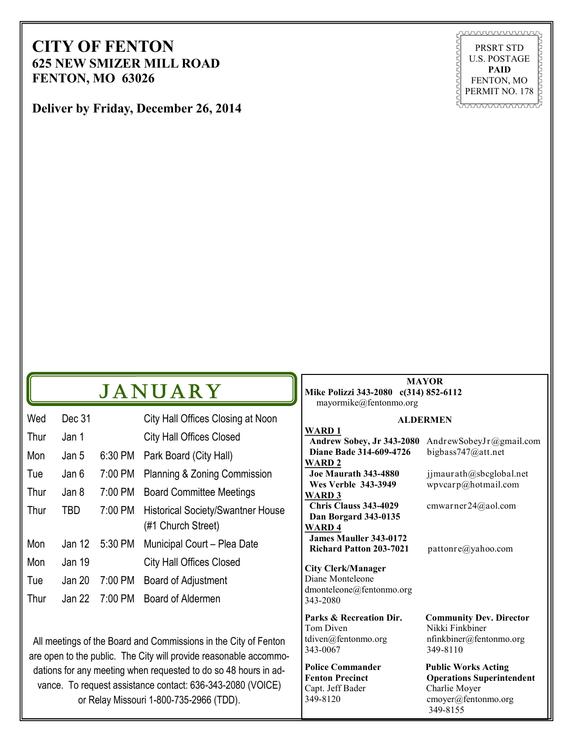**CITY OF FENTON**
**625 NEW SMIZER MILL ROAD**
**FENTON, MO 63026**

**Deliver by Friday, December 26, 2014**

PRSRT STD
U.S. POSTAGE
**PAID**
FENTON, MO
PERMIT NO. 178

## JANUARY

| | | | |
|---|---|---|---|
| Wed | Dec 31 | | City Hall Offices Closing at Noon |
| Thur | Jan 1 | | City Hall Offices Closed |
| Mon | Jan 5 | 6:30 PM | Park Board (City Hall) |
| Tue | Jan 6 | 7:00 PM | Planning & Zoning Commission |
| Thur | Jan 8 | 7:00 PM | Board Committee Meetings |
| Thur | TBD | 7:00 PM | Historical Society/Swantner House (#1 Church Street) |
| Mon | Jan 12 | 5:30 PM | Municipal Court – Plea Date |
| Mon | Jan 19 | | City Hall Offices Closed |
| Tue | Jan 20 | 7:00 PM | Board of Adjustment |
| Thur | Jan 22 | 7:00 PM | Board of Aldermen |

All meetings of the Board and Commissions in the City of Fenton are open to the public. The City will provide reasonable accommodations for any meeting when requested to do so 48 hours in advance. To request assistance contact: 636-343-2080 (VOICE) or Relay Missouri 1-800-735-2966 (TDD).

**MAYOR**
**Mike Polizzi 343-2080 c(314) 852-6112**
mayormike@fentonmo.org

**ALDERMEN**

**WARD 1**
**Andrew Sobey, Jr 343-2080** AndrewSobeyJr@gmail.com
**Diane Bade 314-609-4726** bigbass747@att.net

**WARD 2**
**Joe Maurath 343-4880** jjmaurath@sbcglobal.net
**Wes Verble 343-3949** wpvcarp@hotmail.com

**WARD 3**
**Chris Clauss 343-4029** cmwarner24@aol.com
**Dan Borgard 343-0135**

**WARD 4**
**James Mauller 343-0172**
**Richard Patton 203-7021** pattonre@yahoo.com

**City Clerk/Manager**
Diane Monteleone
dmonteleone@fentonmo.org
343-2080

**Parks & Recreation Dir.**
Tom Diven
tdiven@fentonmo.org
343-0067

**Community Dev. Director**
Nikki Finkbiner
nfinkbiner@fentonmo.org
349-8110

**Police Commander**
**Fenton Precinct**
Capt. Jeff Bader
349-8120

**Public Works Acting Operations Superintendent**
Charlie Moyer
cmoyer@fentonmo.org
349-8155